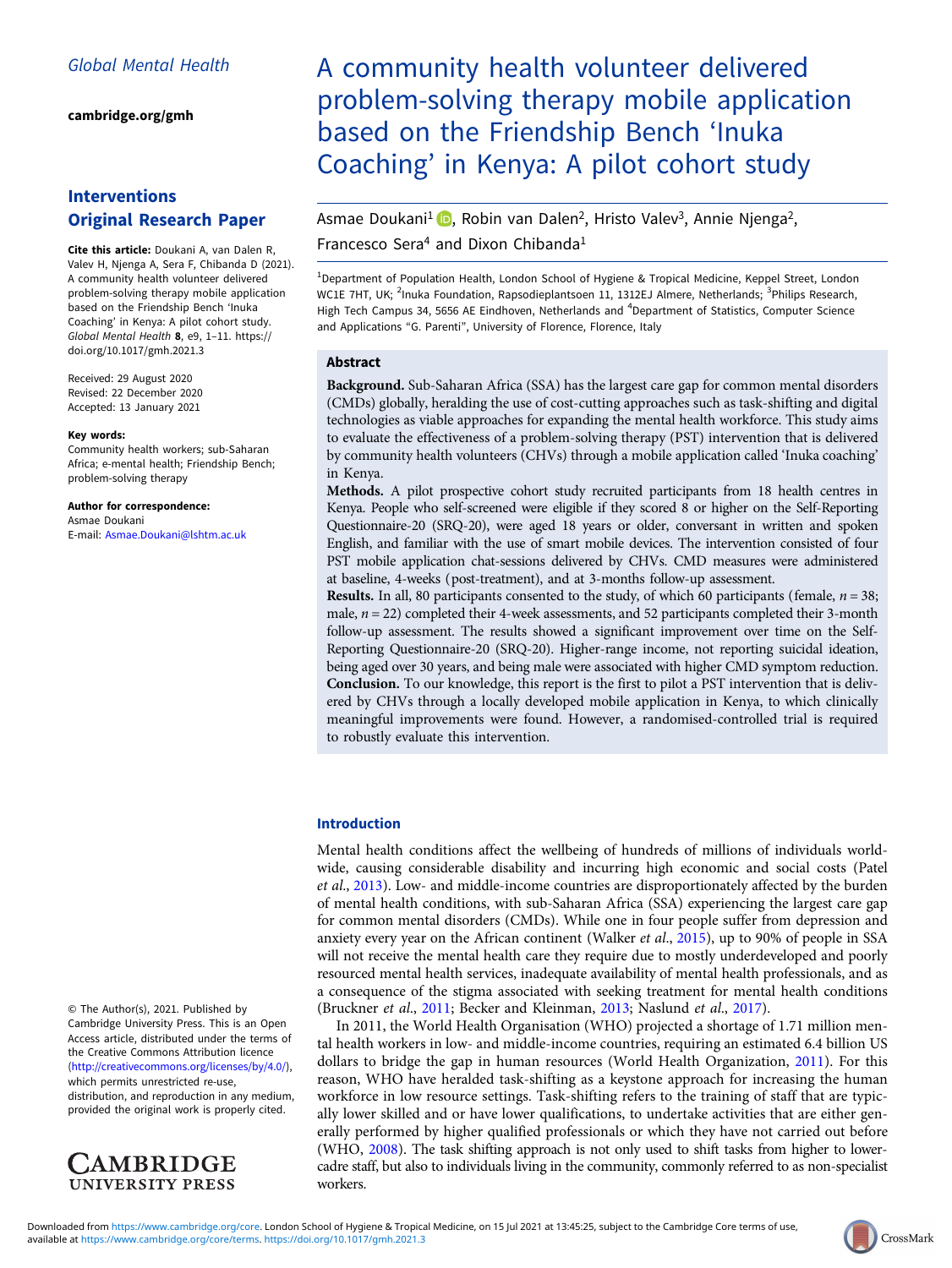Global Mental Health

cambridge.org/gmh

**Interventions Original Research Paper**

**Cite this article:** Doukani A, van Dalen R, Valev H, Njenga A, Sera F, Chibanda D (2021). A community health volunteer delivered problem-solving therapy mobile application based on the Friendship Bench 'Inuka Coaching' in Kenya: A pilot cohort study. *Global Mental Health* **8**, e9, 1–11. https://doi.org/10.1017/gmh.2021.3

Received: 29 August 2020
Revised: 22 December 2020
Accepted: 13 January 2021

**Key words:**
Community health workers; sub-Saharan Africa; e-mental health; Friendship Bench; problem-solving therapy

**Author for correspondence:**
Asmae Doukani
E-mail: Asmae.Doukani@lshtm.ac.uk

© The Author(s), 2021. Published by Cambridge University Press. This is an Open Access article, distributed under the terms of the Creative Commons Attribution licence (http://creativecommons.org/licenses/by/4.0/), which permits unrestricted re-use, distribution, and reproduction in any medium, provided the original work is properly cited.

# A community health volunteer delivered problem-solving therapy mobile application based on the Friendship Bench 'Inuka Coaching' in Kenya: A pilot cohort study

Asmae Doukani[1], Robin van Dalen[2], Hristo Valev[3], Annie Njenga[2], Francesco Sera[4] and Dixon Chibanda[1]

[1]Department of Population Health, London School of Hygiene & Tropical Medicine, Keppel Street, London WC1E 7HT, UK; [2]Inuka Foundation, Rapsodieplantsoen 11, 1312EJ Almere, Netherlands; [3]Philips Research, High Tech Campus 34, 5656 AE Eindhoven, Netherlands and [4]Department of Statistics, Computer Science and Applications "G. Parenti", University of Florence, Florence, Italy

## Abstract

**Background.** Sub-Saharan Africa (SSA) has the largest care gap for common mental disorders (CMDs) globally, heralding the use of cost-cutting approaches such as task-shifting and digital technologies as viable approaches for expanding the mental health workforce. This study aims to evaluate the effectiveness of a problem-solving therapy (PST) intervention that is delivered by community health volunteers (CHVs) through a mobile application called 'Inuka coaching' in Kenya.

**Methods.** A pilot prospective cohort study recruited participants from 18 health centres in Kenya. People who self-screened were eligible if they scored 8 or higher on the Self-Reporting Questionnaire-20 (SRQ-20), were aged 18 years or older, conversant in written and spoken English, and familiar with the use of smart mobile devices. The intervention consisted of four PST mobile application chat-sessions delivered by CHVs. CMD measures were administered at baseline, 4-weeks (post-treatment), and at 3-months follow-up assessment.

**Results.** In all, 80 participants consented to the study, of which 60 participants (female, $n = 38$; male, $n = 22$) completed their 4-week assessments, and 52 participants completed their 3-month follow-up assessment. The results showed a significant improvement over time on the Self-Reporting Questionnaire-20 (SRQ-20). Higher-range income, not reporting suicidal ideation, being aged over 30 years, and being male were associated with higher CMD symptom reduction.

**Conclusion.** To our knowledge, this report is the first to pilot a PST intervention that is delivered by CHVs through a locally developed mobile application in Kenya, to which clinically meaningful improvements were found. However, a randomised-controlled trial is required to robustly evaluate this intervention.

## Introduction

Mental health conditions affect the wellbeing of hundreds of millions of individuals worldwide, causing considerable disability and incurring high economic and social costs (Patel *et al.*, 2013). Low- and middle-income countries are disproportionately affected by the burden of mental health conditions, with sub-Saharan Africa (SSA) experiencing the largest care gap for common mental disorders (CMDs). While one in four people suffer from depression and anxiety every year on the African continent (Walker *et al.*, 2015), up to 90% of people in SSA will not receive the mental health care they require due to mostly underdeveloped and poorly resourced mental health services, inadequate availability of mental health professionals, and as a consequence of the stigma associated with seeking treatment for mental health conditions (Bruckner *et al.*, 2011; Becker and Kleinman, 2013; Naslund *et al.*, 2017).

In 2011, the World Health Organisation (WHO) projected a shortage of 1.71 million mental health workers in low- and middle-income countries, requiring an estimated 6.4 billion US dollars to bridge the gap in human resources (World Health Organization, 2011). For this reason, WHO have heralded task-shifting as a keystone approach for increasing the human workforce in low resource settings. Task-shifting refers to the training of staff that are typically lower skilled and or have lower qualifications, to undertake activities that are either generally performed by higher qualified professionals or which they have not carried out before (WHO, 2008). The task shifting approach is not only used to shift tasks from higher to lower-cadre staff, but also to individuals living in the community, commonly referred to as non-specialist workers.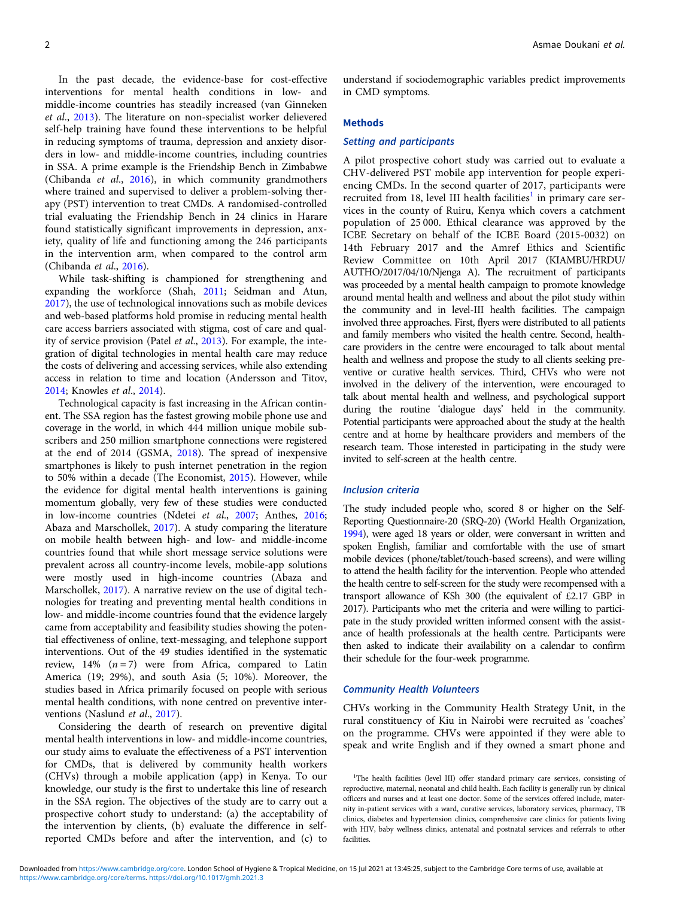In the past decade, the evidence-base for cost-effective interventions for mental health conditions in low- and middle-income countries has steadily increased (van Ginneken et al., 2013). The literature on non-specialist worker delievered self-help training have found these interventions to be helpful in reducing symptoms of trauma, depression and anxiety disorders in low- and middle-income countries, including countries in SSA. A prime example is the Friendship Bench in Zimbabwe (Chibanda et al., 2016), in which community grandmothers where trained and supervised to deliver a problem-solving therapy (PST) intervention to treat CMDs. A randomised-controlled trial evaluating the Friendship Bench in 24 clinics in Harare found statistically significant improvements in depression, anxiety, quality of life and functioning among the 246 participants in the intervention arm, when compared to the control arm (Chibanda et al., 2016).

While task-shifting is championed for strengthening and expanding the workforce (Shah, 2011; Seidman and Atun, 2017), the use of technological innovations such as mobile devices and web-based platforms hold promise in reducing mental health care access barriers associated with stigma, cost of care and quality of service provision (Patel et al., 2013). For example, the integration of digital technologies in mental health care may reduce the costs of delivering and accessing services, while also extending access in relation to time and location (Andersson and Titov, 2014; Knowles et al., 2014).

Technological capacity is fast increasing in the African continent. The SSA region has the fastest growing mobile phone use and coverage in the world, in which 444 million unique mobile subscribers and 250 million smartphone connections were registered at the end of 2014 (GSMA, 2018). The spread of inexpensive smartphones is likely to push internet penetration in the region to 50% within a decade (The Economist, 2015). However, while the evidence for digital mental health interventions is gaining momentum globally, very few of these studies were conducted in low-income countries (Ndetei et al., 2007; Anthes, 2016; Abaza and Marschollek, 2017). A study comparing the literature on mobile health between high- and low- and middle-income countries found that while short message service solutions were prevalent across all country-income levels, mobile-app solutions were mostly used in high-income countries (Abaza and Marschollek, 2017). A narrative review on the use of digital technologies for treating and preventing mental health conditions in low- and middle-income countries found that the evidence largely came from acceptability and feasibility studies showing the potential effectiveness of online, text-messaging, and telephone support interventions. Out of the 49 studies identified in the systematic review, 14% ($n = 7$) were from Africa, compared to Latin America (19; 29%), and south Asia (5; 10%). Moreover, the studies based in Africa primarily focused on people with serious mental health conditions, with none centred on preventive interventions (Naslund et al., 2017).

Considering the dearth of research on preventive digital mental health interventions in low- and middle-income countries, our study aims to evaluate the effectiveness of a PST intervention for CMDs, that is delivered by community health workers (CHVs) through a mobile application (app) in Kenya. To our knowledge, our study is the first to undertake this line of research in the SSA region. The objectives of the study are to carry out a prospective cohort study to understand: (a) the acceptability of the intervention by clients, (b) evaluate the difference in self-reported CMDs before and after the intervention, and (c) to understand if sociodemographic variables predict improvements in CMD symptoms.

## Methods

### Setting and participants

A pilot prospective cohort study was carried out to evaluate a CHV-delivered PST mobile app intervention for people experiencing CMDs. In the second quarter of 2017, participants were recruited from 18, level III health facilities[1] in primary care services in the county of Ruiru, Kenya which covers a catchment population of 25 000. Ethical clearance was approved by the ICBE Secretary on behalf of the ICBE Board (2015-0032) on 14th February 2017 and the Amref Ethics and Scientific Review Committee on 10th April 2017 (KIAMBU/HRDU/AUTHO/2017/04/10/Njenga A). The recruitment of participants was proceeded by a mental health campaign to promote knowledge around mental health and wellness and about the pilot study within the community and in level-III health facilities. The campaign involved three approaches. First, flyers were distributed to all patients and family members who visited the health centre. Second, healthcare providers in the centre were encouraged to talk about mental health and wellness and propose the study to all clients seeking preventive or curative health services. Third, CHVs who were not involved in the delivery of the intervention, were encouraged to talk about mental health and wellness, and psychological support during the routine 'dialogue days' held in the community. Potential participants were approached about the study at the health centre and at home by healthcare providers and members of the research team. Those interested in participating in the study were invited to self-screen at the health centre.

### Inclusion criteria

The study included people who, scored 8 or higher on the Self-Reporting Questionnaire-20 (SRQ-20) (World Health Organization, 1994), were aged 18 years or older, were conversant in written and spoken English, familiar and comfortable with the use of smart mobile devices (phone/tablet/touch-based screens), and were willing to attend the health facility for the intervention. People who attended the health centre to self-screen for the study were recompensed with a transport allowance of KSh 300 (the equivalent of £2.17 GBP in 2017). Participants who met the criteria and were willing to participate in the study provided written informed consent with the assistance of health professionals at the health centre. Participants were then asked to indicate their availability on a calendar to confirm their schedule for the four-week programme.

### Community Health Volunteers

CHVs working in the Community Health Strategy Unit, in the rural constituency of Kiu in Nairobi were recruited as 'coaches' on the programme. CHVs were appointed if they were able to speak and write English and if they owned a smart phone and

[1] The health facilities (level III) offer standard primary care services, consisting of reproductive, maternal, neonatal and child health. Each facility is generally run by clinical officers and nurses and at least one doctor. Some of the services offered include, maternity in-patient services with a ward, curative services, laboratory services, pharmacy, TB clinics, diabetes and hypertension clinics, comprehensive care clinics for patients living with HIV, baby wellness clinics, antenatal and postnatal services and referrals to other facilities.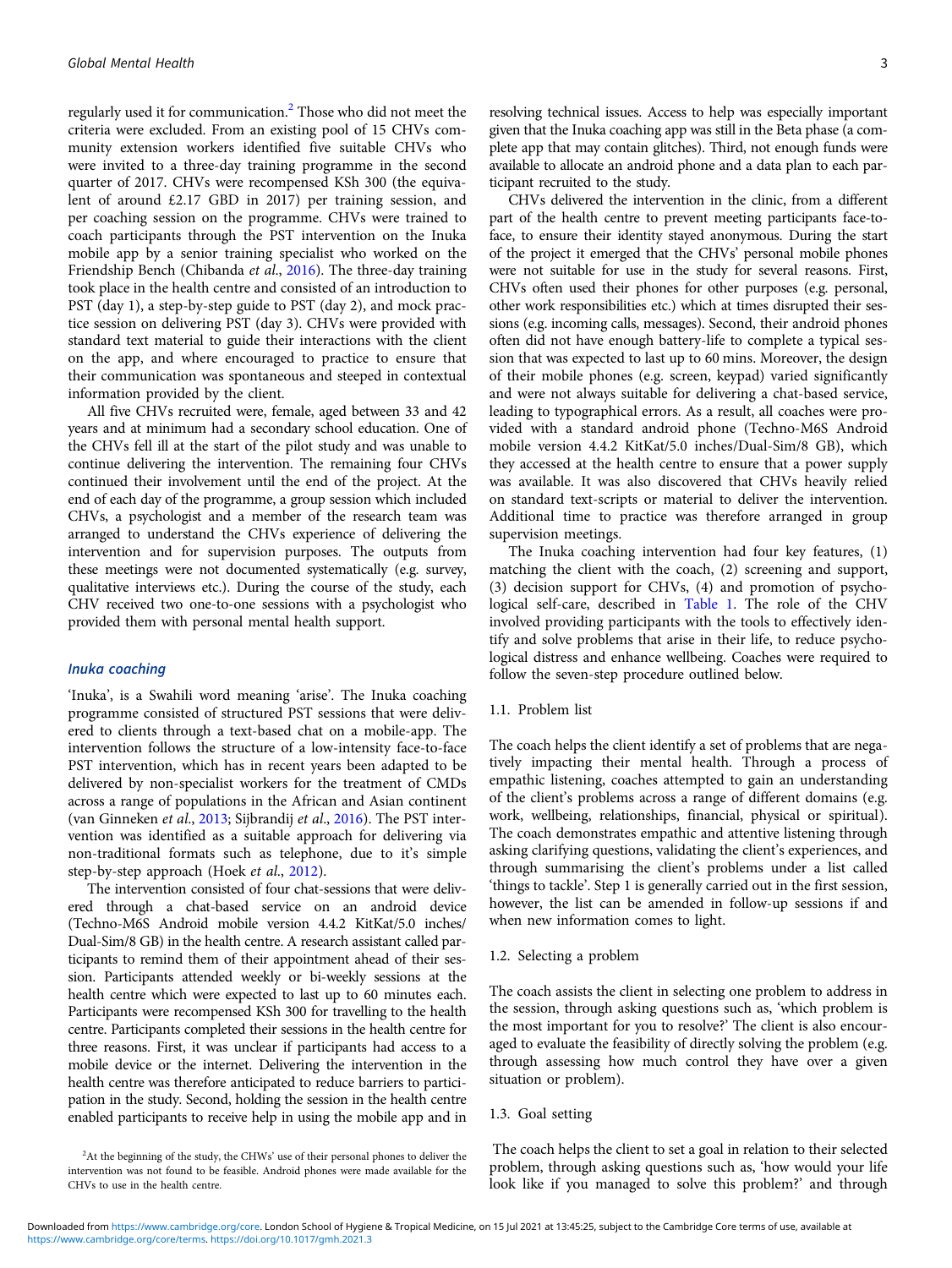regularly used it for communication.[2] Those who did not meet the criteria were excluded. From an existing pool of 15 CHVs community extension workers identified five suitable CHVs who were invited to a three-day training programme in the second quarter of 2017. CHVs were recompensed KSh 300 (the equivalent of around £2.17 GBD in 2017) per training session, and per coaching session on the programme. CHVs were trained to coach participants through the PST intervention on the Inuka mobile app by a senior training specialist who worked on the Friendship Bench (Chibanda *et al*., 2016). The three-day training took place in the health centre and consisted of an introduction to PST (day 1), a step-by-step guide to PST (day 2), and mock practice session on delivering PST (day 3). CHVs were provided with standard text material to guide their interactions with the client on the app, and where encouraged to practice to ensure that their communication was spontaneous and steeped in contextual information provided by the client.

All five CHVs recruited were, female, aged between 33 and 42 years and at minimum had a secondary school education. One of the CHVs fell ill at the start of the pilot study and was unable to continue delivering the intervention. The remaining four CHVs continued their involvement until the end of the project. At the end of each day of the programme, a group session which included CHVs, a psychologist and a member of the research team was arranged to understand the CHVs experience of delivering the intervention and for supervision purposes. The outputs from these meetings were not documented systematically (e.g. survey, qualitative interviews etc.). During the course of the study, each CHV received two one-to-one sessions with a psychologist who provided them with personal mental health support.

### Inuka coaching

'Inuka', is a Swahili word meaning 'arise'. The Inuka coaching programme consisted of structured PST sessions that were delivered to clients through a text-based chat on a mobile-app. The intervention follows the structure of a low-intensity face-to-face PST intervention, which has in recent years been adapted to be delivered by non-specialist workers for the treatment of CMDs across a range of populations in the African and Asian continent (van Ginneken *et al*., 2013; Sijbrandij *et al*., 2016). The PST intervention was identified as a suitable approach for delivering via non-traditional formats such as telephone, due to it's simple step-by-step approach (Hoek *et al*., 2012).

The intervention consisted of four chat-sessions that were delivered through a chat-based service on an android device (Techno-M6S Android mobile version 4.4.2 KitKat/5.0 inches/Dual-Sim/8 GB) in the health centre. A research assistant called participants to remind them of their appointment ahead of their session. Participants attended weekly or bi-weekly sessions at the health centre which were expected to last up to 60 minutes each. Participants were recompensed KSh 300 for travelling to the health centre. Participants completed their sessions in the health centre for three reasons. First, it was unclear if participants had access to a mobile device or the internet. Delivering the intervention in the health centre was therefore anticipated to reduce barriers to participation in the study. Second, holding the session in the health centre enabled participants to receive help in using the mobile app and in resolving technical issues. Access to help was especially important given that the Inuka coaching app was still in the Beta phase (a complete app that may contain glitches). Third, not enough funds were available to allocate an android phone and a data plan to each participant recruited to the study.

CHVs delivered the intervention in the clinic, from a different part of the health centre to prevent meeting participants face-to-face, to ensure their identity stayed anonymous. During the start of the project it emerged that the CHVs' personal mobile phones were not suitable for use in the study for several reasons. First, CHVs often used their phones for other purposes (e.g. personal, other work responsibilities etc.) which at times disrupted their sessions (e.g. incoming calls, messages). Second, their android phones often did not have enough battery-life to complete a typical session that was expected to last up to 60 mins. Moreover, the design of their mobile phones (e.g. screen, keypad) varied significantly and were not always suitable for delivering a chat-based service, leading to typographical errors. As a result, all coaches were provided with a standard android phone (Techno-M6S Android mobile version 4.4.2 KitKat/5.0 inches/Dual-Sim/8 GB), which they accessed at the health centre to ensure that a power supply was available. It was also discovered that CHVs heavily relied on standard text-scripts or material to deliver the intervention. Additional time to practice was therefore arranged in group supervision meetings.

The Inuka coaching intervention had four key features, (1) matching the client with the coach, (2) screening and support, (3) decision support for CHVs, (4) and promotion of psychological self-care, described in Table 1. The role of the CHV involved providing participants with the tools to effectively identify and solve problems that arise in their life, to reduce psychological distress and enhance wellbeing. Coaches were required to follow the seven-step procedure outlined below.

#### 1.1. Problem list

The coach helps the client identify a set of problems that are negatively impacting their mental health. Through a process of empathic listening, coaches attempted to gain an understanding of the client's problems across a range of different domains (e.g. work, wellbeing, relationships, financial, physical or spiritual). The coach demonstrates empathic and attentive listening through asking clarifying questions, validating the client's experiences, and through summarising the client's problems under a list called 'things to tackle'. Step 1 is generally carried out in the first session, however, the list can be amended in follow-up sessions if and when new information comes to light.

#### 1.2. Selecting a problem

The coach assists the client in selecting one problem to address in the session, through asking questions such as, 'which problem is the most important for you to resolve?' The client is also encouraged to evaluate the feasibility of directly solving the problem (e.g. through assessing how much control they have over a given situation or problem).

#### 1.3. Goal setting

The coach helps the client to set a goal in relation to their selected problem, through asking questions such as, 'how would your life look like if you managed to solve this problem?' and through

[2]At the beginning of the study, the CHWs' use of their personal phones to deliver the intervention was not found to be feasible. Android phones were made available for the CHVs to use in the health centre.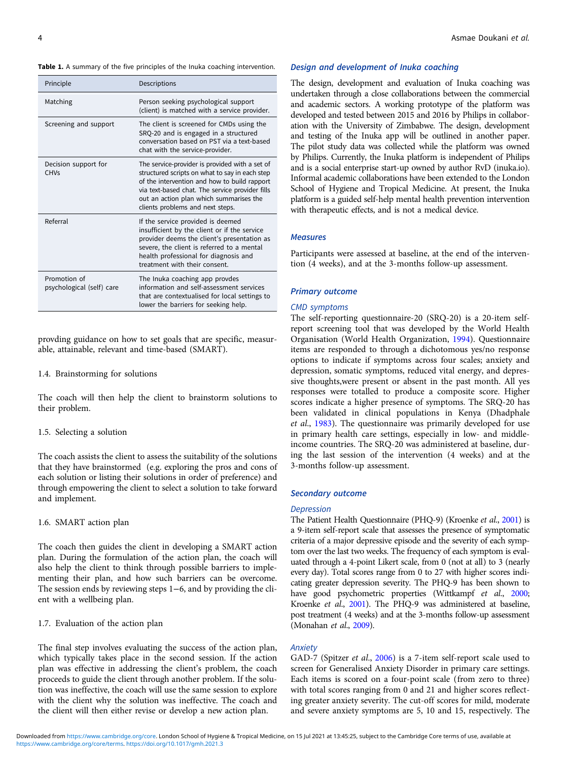**Table 1.** A summary of the five principles of the Inuka coaching intervention.

| Principle | Descriptions |
| --- | --- |
| Matching | Person seeking psychological support (client) is matched with a service provider. |
| Screening and support | The client is screened for CMDs using the SRQ-20 and is engaged in a structured conversation based on PST via a text-based chat with the service-provider. |
| Decision support for CHVs | The service-provider is provided with a set of structured scripts on what to say in each step of the intervention and how to build rapport via text-based chat. The service provider fills out an action plan which summarises the clients problems and next steps. |
| Referral | If the service provided is deemed insufficient by the client or if the service provider deems the client's presentation as severe, the client is referred to a mental health professional for diagnosis and treatment with their consent. |
| Promotion of psychological (self) care | The Inuka coaching app provdes information and self-assessment services that are contextualised for local settings to lower the barriers for seeking help. |

provding guidance on how to set goals that are specific, measurable, attainable, relevant and time-based (SMART).

1.4. Brainstorming for solutions

The coach will then help the client to brainstorm solutions to their problem.

1.5. Selecting a solution

The coach assists the client to assess the suitability of the solutions that they have brainstormed (e.g. exploring the pros and cons of each solution or listing their solutions in order of preference) and through empowering the client to select a solution to take forward and implement.

1.6. SMART action plan

The coach then guides the client in developing a SMART action plan. During the formulation of the action plan, the coach will also help the client to think through possible barriers to implementing their plan, and how such barriers can be overcome. The session ends by reviewing steps 1−6, and by providing the client with a wellbeing plan.

1.7. Evaluation of the action plan

The final step involves evaluating the success of the action plan, which typically takes place in the second session. If the action plan was effective in addressing the client's problem, the coach proceeds to guide the client through another problem. If the solution was ineffective, the coach will use the same session to explore with the client why the solution was ineffective. The coach and the client will then either revise or develop a new action plan.

### Design and development of Inuka coaching

The design, development and evaluation of Inuka coaching was undertaken through a close collaborations between the commercial and academic sectors. A working prototype of the platform was developed and tested between 2015 and 2016 by Philips in collaboration with the University of Zimbabwe. The design, development and testing of the Inuka app will be outlined in another paper. The pilot study data was collected while the platform was owned by Philips. Currently, the Inuka platform is independent of Philips and is a social enterprise start-up owned by author RvD (inuka.io). Informal academic collaborations have been extended to the London School of Hygiene and Tropical Medicine. At present, the Inuka platform is a guided self-help mental health prevention intervention with therapeutic effects, and is not a medical device.

### Measures

Participants were assessed at baseline, at the end of the intervention (4 weeks), and at the 3-months follow-up assessment.

### Primary outcome

#### CMD symptoms

The self-reporting questionnaire-20 (SRQ-20) is a 20-item self-report screening tool that was developed by the World Health Organisation (World Health Organization, 1994). Questionnaire items are responded to through a dichotomous yes/no response options to indicate if symptoms across four scales; anxiety and depression, somatic symptoms, reduced vital energy, and depressive thoughts,were present or absent in the past month. All yes responses were totalled to produce a composite score. Higher scores indicate a higher presence of symptoms. The SRQ-20 has been validated in clinical populations in Kenya (Dhadphale *et al.*, 1983). The questionnaire was primarily developed for use in primary health care settings, especially in low- and middle-income countries. The SRQ-20 was administered at baseline, during the last session of the intervention (4 weeks) and at the 3-months follow-up assessment.

### Secondary outcome

#### Depression

The Patient Health Questionnaire (PHQ-9) (Kroenke *et al.*, 2001) is a 9-item self-report scale that assesses the presence of symptomatic criteria of a major depressive episode and the severity of each symptom over the last two weeks. The frequency of each symptom is evaluated through a 4-point Likert scale, from 0 (not at all) to 3 (nearly every day). Total scores range from 0 to 27 with higher scores indicating greater depression severity. The PHQ-9 has been shown to have good psychometric properties (Wittkampf *et al.*, 2000; Kroenke *et al.*, 2001). The PHQ-9 was administered at baseline, post treatment (4 weeks) and at the 3-months follow-up assessment (Monahan *et al.*, 2009).

#### Anxiety

GAD-7 (Spitzer *et al.*, 2006) is a 7-item self-report scale used to screen for Generalised Anxiety Disorder in primary care settings. Each items is scored on a four-point scale (from zero to three) with total scores ranging from 0 and 21 and higher scores reflecting greater anxiety severity. The cut-off scores for mild, moderate and severe anxiety symptoms are 5, 10 and 15, respectively. The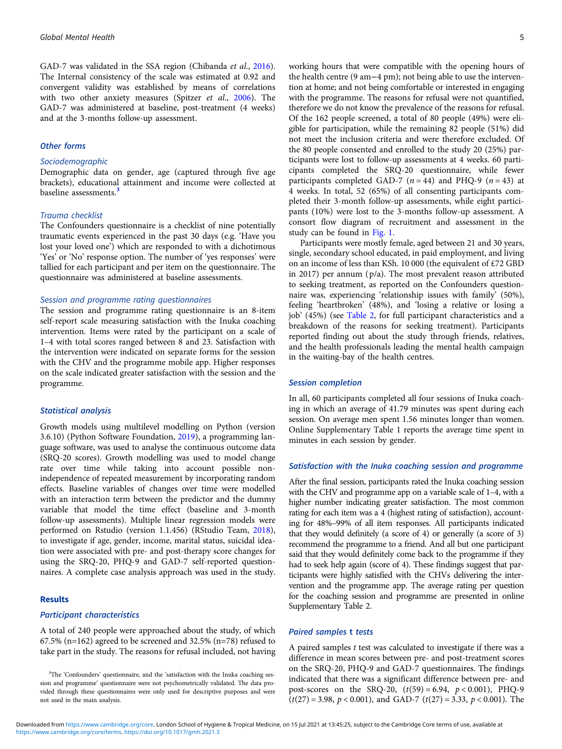GAD-7 was validated in the SSA region (Chibanda *et al.*, 2016). The Internal consistency of the scale was estimated at 0.92 and convergent validity was established by means of correlations with two other anxiety measures (Spitzer *et al.*, 2006). The GAD-7 was administered at baseline, post-treatment (4 weeks) and at the 3-months follow-up assessment.

### Other forms

#### Sociodemographic

Demographic data on gender, age (captured through five age brackets), educational attainment and income were collected at baseline assessments.[3]

#### Trauma checklist

The Confounders questionnaire is a checklist of nine potentially traumatic events experienced in the past 30 days (e.g. 'Have you lost your loved one') which are responded to with a dichotomous 'Yes' or 'No' response option. The number of 'yes responses' were tallied for each participant and per item on the questionnaire. The questionnaire was administered at baseline assessments.

#### Session and programme rating questionnaires

The session and programme rating questionnaire is an 8-item self-report scale measuring satisfaction with the Inuka coaching intervention. Items were rated by the participant on a scale of 1–4 with total scores ranged between 8 and 23. Satisfaction with the intervention were indicated on separate forms for the session with the CHV and the programme mobile app. Higher responses on the scale indicated greater satisfaction with the session and the programme.

### Statistical analysis

Growth models using multilevel modelling on Python (version 3.6.10) (Python Software Foundation, 2019), a programming language software, was used to analyse the continuous outcome data (SRQ-20 scores). Growth modelling was used to model change rate over time while taking into account possible non-independence of repeated measurement by incorporating random effects. Baseline variables of changes over time were modelled with an interaction term between the predictor and the dummy variable that model the time effect (baseline and 3-month follow-up assessments). Multiple linear regression models were performed on Rstudio (version 1.1.456) (RStudio Team, 2018), to investigate if age, gender, income, marital status, suicidal ideation were associated with pre- and post-therapy score changes for using the SRQ-20, PHQ-9 and GAD-7 self-reported questionnaires. A complete case analysis approach was used in the study.

## Results

### Participant characteristics

A total of 240 people were approached about the study, of which 67.5% (n=162) agreed to be screened and 32.5% (n=78) refused to take part in the study. The reasons for refusal included, not having working hours that were compatible with the opening hours of the health centre (9 am−4 pm); not being able to use the intervention at home; and not being comfortable or interested in engaging with the programme. The reasons for refusal were not quantified, therefore we do not know the prevalence of the reasons for refusal. Of the 162 people screened, a total of 80 people (49%) were eligible for participation, while the remaining 82 people (51%) did not meet the inclusion criteria and were therefore excluded. Of the 80 people consented and enrolled to the study 20 (25%) participants were lost to follow-up assessments at 4 weeks. 60 participants completed the SRQ-20 questionnaire, while fewer participants completed GAD-7 ($n = 44$) and PHQ-9 ($n = 43$) at 4 weeks. In total, 52 (65%) of all consenting participants completed their 3-month follow-up assessments, while eight participants (10%) were lost to the 3-months follow-up assessment. A consort flow diagram of recruitment and assessment in the study can be found in Fig. 1.

Participants were mostly female, aged between 21 and 30 years, single, secondary school educated, in paid employment, and living on an income of less than KSh. 10 000 (the equivalent of £72 GBD in 2017) per annum (p/a). The most prevalent reason attributed to seeking treatment, as reported on the Confounders questionnaire was, experiencing 'relationship issues with family' (50%), feeling 'heartbroken' (48%), and 'losing a relative or losing a job' (45%) (see Table 2, for full participant characteristics and a breakdown of the reasons for seeking treatment). Participants reported finding out about the study through friends, relatives, and the health professionals leading the mental health campaign in the waiting-bay of the health centres.

### Session completion

In all, 60 participants completed all four sessions of Inuka coaching in which an average of 41.79 minutes was spent during each session. On average men spent 1.56 minutes longer than women. Online Supplementary Table 1 reports the average time spent in minutes in each session by gender.

### Satisfaction with the Inuka coaching session and programme

After the final session, participants rated the Inuka coaching session with the CHV and programme app on a variable scale of 1–4, with a higher number indicating greater satisfaction. The most common rating for each item was a 4 (highest rating of satisfaction), accounting for 48%–99% of all item responses. All participants indicated that they would definitely (a score of 4) or generally (a score of 3) recommend the programme to a friend. And all but one participant said that they would definitely come back to the programme if they had to seek help again (score of 4). These findings suggest that participants were highly satisfied with the CHVs delivering the intervention and the programme app. The average rating per question for the coaching session and programme are presented in online Supplementary Table 2.

### Paired samples t tests

A paired samples *t* test was calculated to investigate if there was a difference in mean scores between pre- and post-treatment scores on the SRQ-20, PHQ-9 and GAD-7 questionnaires. The findings indicated that there was a significant difference between pre- and post-scores on the SRQ-20, ($t(59) = 6.94$, $p < 0.001$), PHQ-9 ($t(27) = 3.98$, $p < 0.001$), and GAD-7 ($t(27) = 3.33$, $p < 0.001$). The

[3]The 'Confounders' questionnaire, and the 'satisfaction with the Inuka coaching session and programme' questionnaire were not psychometrically validated. The data provided through these questionnaires were only used for descriptive purposes and were not used in the main analysis.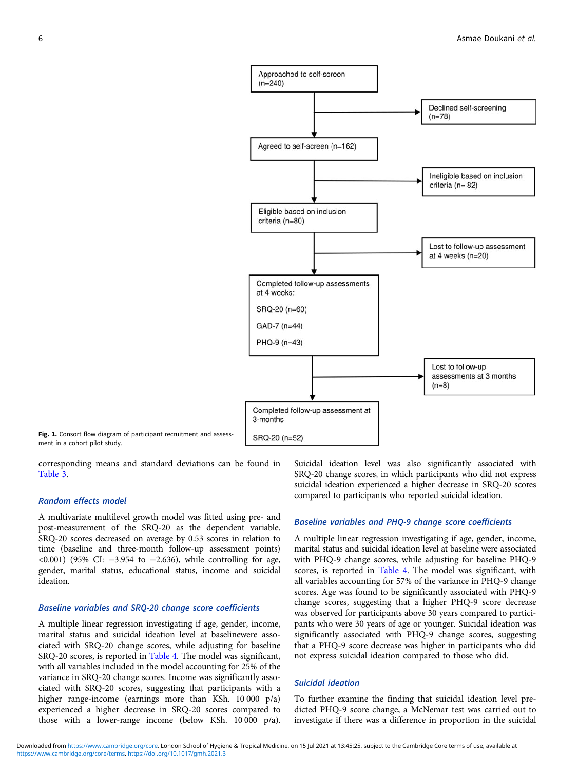Approached to self-screen (n=240)

Declined self-screening (n=78)

Agreed to self-screen (n=162)

Ineligible based on inclusion criteria (n= 82)

Eligible based on inclusion criteria (n=80)

Lost to follow-up assessment at 4 weeks (n=20)

Completed follow-up assessments at 4-weeks:

SRQ-20 (n=60)

GAD-7 (n=44)

PHQ-9 (n=43)

Lost to follow-up assessments at 3 months (n=8)

Completed follow-up assessment at 3-months

SRQ-20 (n=52)

**Fig. 1.** Consort flow diagram of participant recruitment and assessment in a cohort pilot study.

corresponding means and standard deviations can be found in Table 3.

### *Random effects model*

A multivariate multilevel growth model was fitted using pre- and post-measurement of the SRQ-20 as the dependent variable. SRQ-20 scores decreased on average by 0.53 scores in relation to time (baseline and three-month follow-up assessment points) <0.001) (95% CI: −3.954 to −2.636), while controlling for age, gender, marital status, educational status, income and suicidal ideation.

### *Baseline variables and SRQ-20 change score coefficients*

A multiple linear regression investigating if age, gender, income, marital status and suicidal ideation level at baselinewere associated with SRQ-20 change scores, while adjusting for baseline SRQ-20 scores, is reported in Table 4. The model was significant, with all variables included in the model accounting for 25% of the variance in SRQ-20 change scores. Income was significantly associated with SRQ-20 scores, suggesting that participants with a higher range-income (earnings more than KSh. 10 000 p/a) experienced a higher decrease in SRQ-20 scores compared to those with a lower-range income (below KSh. 10 000 p/a). Suicidal ideation level was also significantly associated with SRQ-20 change scores, in which participants who did not express suicidal ideation experienced a higher decrease in SRQ-20 scores compared to participants who reported suicidal ideation.

### *Baseline variables and PHQ-9 change score coefficients*

A multiple linear regression investigating if age, gender, income, marital status and suicidal ideation level at baseline were associated with PHQ-9 change scores, while adjusting for baseline PHQ-9 scores, is reported in Table 4. The model was significant, with all variables accounting for 57% of the variance in PHQ-9 change scores. Age was found to be significantly associated with PHQ-9 change scores, suggesting that a higher PHQ-9 score decrease was observed for participants above 30 years compared to participants who were 30 years of age or younger. Suicidal ideation was significantly associated with PHQ-9 change scores, suggesting that a PHQ-9 score decrease was higher in participants who did not express suicidal ideation compared to those who did.

### *Suicidal ideation*

To further examine the finding that suicidal ideation level predicted PHQ-9 score change, a McNemar test was carried out to investigate if there was a difference in proportion in the suicidal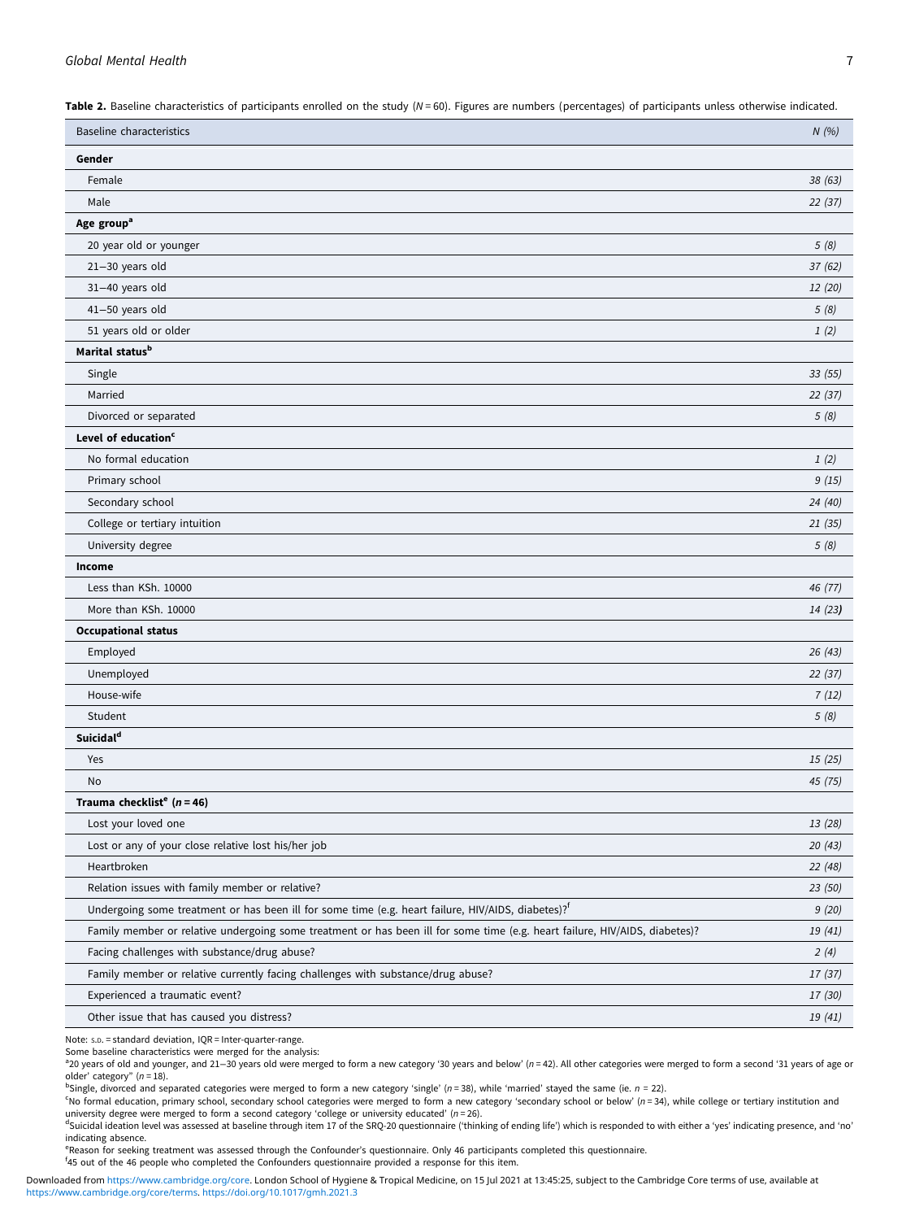**Table 2.** Baseline characteristics of participants enrolled on the study ($N = 60$). Figures are numbers (percentages) of participants unless otherwise indicated.

| Baseline characteristics | *N (%)* |
|---|---|
| **Gender** | |
| Female | *38 (63)* |
| Male | *22 (37)* |
| **Age group[a]** | |
| 20 year old or younger | *5 (8)* |
| 21–30 years old | *37 (62)* |
| 31–40 years old | *12 (20)* |
| 41–50 years old | *5 (8)* |
| 51 years old or older | *1 (2)* |
| **Marital status[b]** | |
| Single | *33 (55)* |
| Married | *22 (37)* |
| Divorced or separated | *5 (8)* |
| **Level of education[c]** | |
| No formal education | *1 (2)* |
| Primary school | *9 (15)* |
| Secondary school | *24 (40)* |
| College or tertiary intuition | *21 (35)* |
| University degree | *5 (8)* |
| **Income** | |
| Less than KSh. 10000 | *46 (77)* |
| More than KSh. 10000 | *14 (23)* |
| **Occupational status** | |
| Employed | *26 (43)* |
| Unemployed | *22 (37)* |
| House-wife | *7 (12)* |
| Student | *5 (8)* |
| **Suicidal[d]** | |
| Yes | *15 (25)* |
| No | *45 (75)* |
| **Trauma checklist[e] ($n = 46$)** | |
| Lost your loved one | *13 (28)* |
| Lost or any of your close relative lost his/her job | *20 (43)* |
| Heartbroken | *22 (48)* |
| Relation issues with family member or relative? | *23 (50)* |
| Undergoing some treatment or has been ill for some time (e.g. heart failure, HIV/AIDS, diabetes)?[f] | *9 (20)* |
| Family member or relative undergoing some treatment or has been ill for some time (e.g. heart failure, HIV/AIDS, diabetes)? | *19 (41)* |
| Facing challenges with substance/drug abuse? | *2 (4)* |
| Family member or relative currently facing challenges with substance/drug abuse? | *17 (37)* |
| Experienced a traumatic event? | *17 (30)* |
| Other issue that has caused you distress? | *19 (41)* |

Note: S.D. = standard deviation, IQR = Inter-quarter-range.

Some baseline characteristics were merged for the analysis:

[a]20 years of old and younger, and 21–30 years old were merged to form a new category '30 years and below' ($n = 42$). All other categories were merged to form a second '31 years of age or older' category" ($n = 18$).

[b]Single, divorced and separated categories were merged to form a new category 'single' ($n = 38$), while 'married' stayed the same (ie. $n = 22$).

[c]No formal education, primary school, secondary school categories were merged to form a new category 'secondary school or below' ($n = 34$), while college or tertiary institution and university degree were merged to form a second category 'college or university educated' ($n = 26$).

[d]Suicidal ideation level was assessed at baseline through item 17 of the SRQ-20 questionnaire ('thinking of ending life') which is responded to with either a 'yes' indicating presence, and 'no' indicating absence.

[e]Reason for seeking treatment was assessed through the Confounder's questionnaire. Only 46 participants completed this questionnaire.

[f]45 out of the 46 people who completed the Confounders questionnaire provided a response for this item.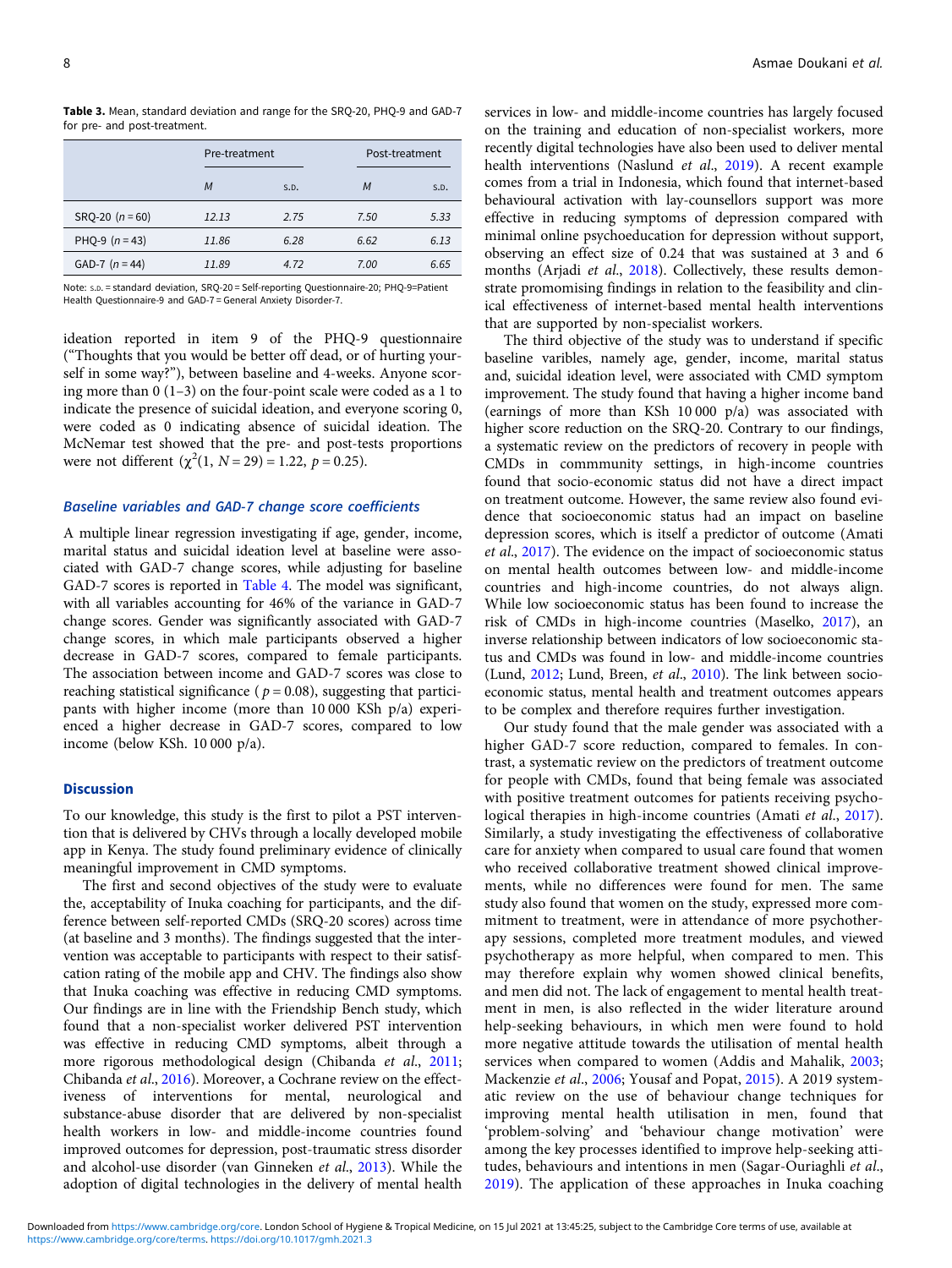**Table 3.** Mean, standard deviation and range for the SRQ-20, PHQ-9 and GAD-7 for pre- and post-treatment.

| | Pre-treatment | | Post-treatment | |
|---|---|---|---|---|
| | *M* | S.D. | *M* | S.D. |
| SRQ-20 ($n = 60$) | 12.13 | 2.75 | 7.50 | 5.33 |
| PHQ-9 ($n = 43$) | 11.86 | 6.28 | 6.62 | 6.13 |
| GAD-7 ($n = 44$) | 11.89 | 4.72 | 7.00 | 6.65 |

Note: S.D. = standard deviation, SRQ-20 = Self-reporting Questionnaire-20; PHQ-9=Patient Health Questionnaire-9 and GAD-7 = General Anxiety Disorder-7.

ideation reported in item 9 of the PHQ-9 questionnaire ("Thoughts that you would be better off dead, or of hurting yourself in some way?"), between baseline and 4-weeks. Anyone scoring more than 0 (1–3) on the four-point scale were coded as a 1 to indicate the presence of suicidal ideation, and everyone scoring 0, were coded as 0 indicating absence of suicidal ideation. The McNemar test showed that the pre- and post-tests proportions were not different ($\chi^2(1, N = 29) = 1.22$, $p = 0.25$).

### Baseline variables and GAD-7 change score coefficients

A multiple linear regression investigating if age, gender, income, marital status and suicidal ideation level at baseline were associated with GAD-7 change scores, while adjusting for baseline GAD-7 scores is reported in Table 4. The model was significant, with all variables accounting for 46% of the variance in GAD-7 change scores. Gender was significantly associated with GAD-7 change scores, in which male participants observed a higher decrease in GAD-7 scores, compared to female participants. The association between income and GAD-7 scores was close to reaching statistical significance ($p = 0.08$), suggesting that participants with higher income (more than 10 000 KSh p/a) experienced a higher decrease in GAD-7 scores, compared to low income (below KSh. 10 000 p/a).

## Discussion

To our knowledge, this study is the first to pilot a PST intervention that is delivered by CHVs through a locally developed mobile app in Kenya. The study found preliminary evidence of clinically meaningful improvement in CMD symptoms.

The first and second objectives of the study were to evaluate the, acceptability of Inuka coaching for participants, and the difference between self-reported CMDs (SRQ-20 scores) across time (at baseline and 3 months). The findings suggested that the intervention was acceptable to participants with respect to their satisfcation rating of the mobile app and CHV. The findings also show that Inuka coaching was effective in reducing CMD symptoms. Our findings are in line with the Friendship Bench study, which found that a non-specialist worker delivered PST intervention was effective in reducing CMD symptoms, albeit through a more rigorous methodological design (Chibanda *et al.*, 2011; Chibanda *et al.*, 2016). Moreover, a Cochrane review on the effectiveness of interventions for mental, neurological and substance-abuse disorder that are delivered by non-specialist health workers in low- and middle-income countries found improved outcomes for depression, post-traumatic stress disorder and alcohol-use disorder (van Ginneken *et al.*, 2013). While the adoption of digital technologies in the delivery of mental health services in low- and middle-income countries has largely focused on the training and education of non-specialist workers, more recently digital technologies have also been used to deliver mental health interventions (Naslund *et al.*, 2019). A recent example comes from a trial in Indonesia, which found that internet-based behavioural activation with lay-counsellors support was more effective in reducing symptoms of depression compared with minimal online psychoeducation for depression without support, observing an effect size of 0.24 that was sustained at 3 and 6 months (Arjadi *et al.*, 2018). Collectively, these results demonstrate promomising findings in relation to the feasibility and clinical effectiveness of internet-based mental health interventions that are supported by non-specialist workers.

The third objective of the study was to understand if specific baseline varibles, namely age, gender, income, marital status and, suicidal ideation level, were associated with CMD symptom improvement. The study found that having a higher income band (earnings of more than KSh 10 000 p/a) was associated with higher score reduction on the SRQ-20. Contrary to our findings, a systematic review on the predictors of recovery in people with CMDs in commmunity settings, in high-income countries found that socio-economic status did not have a direct impact on treatment outcome. However, the same review also found evidence that socioeconomic status had an impact on baseline depression scores, which is itself a predictor of outcome (Amati *et al.*, 2017). The evidence on the impact of socioeconomic status on mental health outcomes between low- and middle-income countries and high-income countries, do not always align. While low socioeconomic status has been found to increase the risk of CMDs in high-income countries (Maselko, 2017), an inverse relationship between indicators of low socioeconomic status and CMDs was found in low- and middle-income countries (Lund, 2012; Lund, Breen, *et al.*, 2010). The link between socioeconomic status, mental health and treatment outcomes appears to be complex and therefore requires further investigation.

Our study found that the male gender was associated with a higher GAD-7 score reduction, compared to females. In contrast, a systematic review on the predictors of treatment outcome for people with CMDs, found that being female was associated with positive treatment outcomes for patients receiving psychological therapies in high-income countries (Amati *et al.*, 2017). Similarly, a study investigating the effectiveness of collaborative care for anxiety when compared to usual care found that women who received collaborative treatment showed clinical improvements, while no differences were found for men. The same study also found that women on the study, expressed more commitment to treatment, were in attendance of more psychotherapy sessions, completed more treatment modules, and viewed psychotherapy as more helpful, when compared to men. This may therefore explain why women showed clinical benefits, and men did not. The lack of engagement to mental health treatment in men, is also reflected in the wider literature around help-seeking behaviours, in which men were found to hold more negative attitude towards the utilisation of mental health services when compared to women (Addis and Mahalik, 2003; Mackenzie *et al.*, 2006; Yousaf and Popat, 2015). A 2019 systematic review on the use of behaviour change techniques for improving mental health utilisation in men, found that 'problem-solving' and 'behaviour change motivation' were among the key processes identified to improve help-seeking attitudes, behaviours and intentions in men (Sagar-Ouriaghli *et al.*, 2019). The application of these approaches in Inuka coaching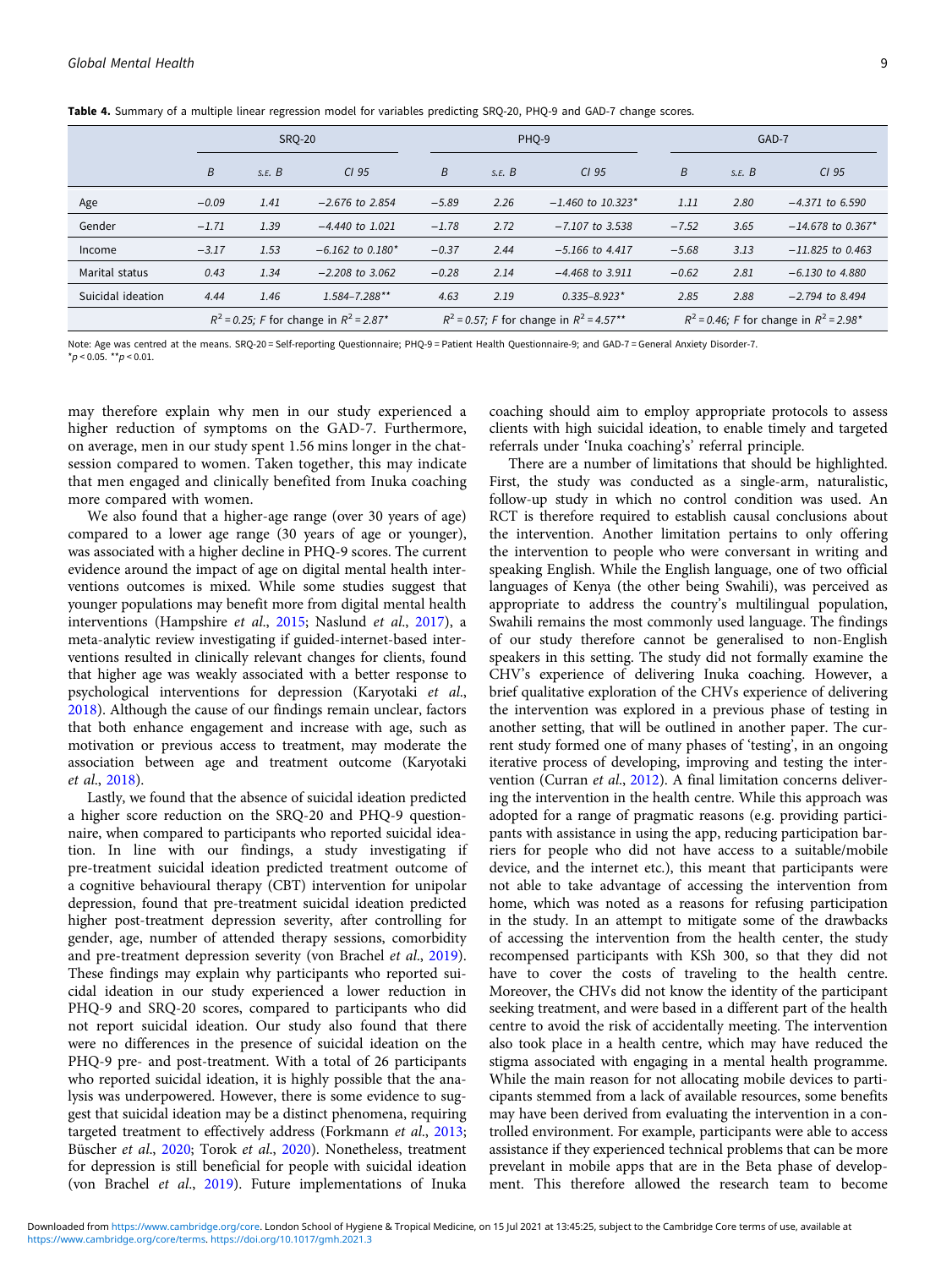**Table 4.** Summary of a multiple linear regression model for variables predicting SRQ-20, PHQ-9 and GAD-7 change scores.

| | SRQ-20 | | | PHQ-9 | | | GAD-7 | | |
|---|---|---|---|---|---|---|---|---|---|
| | *B* | *S.E. B* | *CI 95* | *B* | *S.E. B* | *CI 95* | *B* | *S.E. B* | *CI 95* |
| Age | −0.09 | 1.41 | −2.676 to 2.854 | −5.89 | 2.26 | −1.460 to 10.323* | 1.11 | 2.80 | −4.371 to 6.590 |
| Gender | −1.71 | 1.39 | −4.440 to 1.021 | −1.78 | 2.72 | −7.107 to 3.538 | −7.52 | 3.65 | −14.678 to 0.367* |
| Income | −3.17 | 1.53 | −6.162 to 0.180* | −0.37 | 2.44 | −5.166 to 4.417 | −5.68 | 3.13 | −11.825 to 0.463 |
| Marital status | 0.43 | 1.34 | −2.208 to 3.062 | −0.28 | 2.14 | −4.468 to 3.911 | −0.62 | 2.81 | −6.130 to 4.880 |
| Suicidal ideation | 4.44 | 1.46 | 1.584–7.288** | 4.63 | 2.19 | 0.335–8.923* | 2.85 | 2.88 | −2.794 to 8.494 |
| | $R^2 = 0.25$; F for change in $R^2 = 2.87$* | | | $R^2 = 0.57$; F for change in $R^2 = 4.57$** | | | $R^2 = 0.46$; F for change in $R^2 = 2.98$* | | |

Note: Age was centred at the means. SRQ-20 = Self-reporting Questionnaire; PHQ-9 = Patient Health Questionnaire-9; and GAD-7 = General Anxiety Disorder-7.
*$p < 0.05$. **$p < 0.01$.

may therefore explain why men in our study experienced a higher reduction of symptoms on the GAD-7. Furthermore, on average, men in our study spent 1.56 mins longer in the chat-session compared to women. Taken together, this may indicate that men engaged and clinically benefited from Inuka coaching more compared with women.

We also found that a higher-age range (over 30 years of age) compared to a lower age range (30 years of age or younger), was associated with a higher decline in PHQ-9 scores. The current evidence around the impact of age on digital mental health interventions outcomes is mixed. While some studies suggest that younger populations may benefit more from digital mental health interventions (Hampshire *et al.*, 2015; Naslund *et al.*, 2017), a meta-analytic review investigating if guided-internet-based interventions resulted in clinically relevant changes for clients, found that higher age was weakly associated with a better response to psychological interventions for depression (Karyotaki *et al.*, 2018). Although the cause of our findings remain unclear, factors that both enhance engagement and increase with age, such as motivation or previous access to treatment, may moderate the association between age and treatment outcome (Karyotaki *et al.*, 2018).

Lastly, we found that the absence of suicidal ideation predicted a higher score reduction on the SRQ-20 and PHQ-9 questionnaire, when compared to participants who reported suicidal ideation. In line with our findings, a study investigating if pre-treatment suicidal ideation predicted treatment outcome of a cognitive behavioural therapy (CBT) intervention for unipolar depression, found that pre-treatment suicidal ideation predicted higher post-treatment depression severity, after controlling for gender, age, number of attended therapy sessions, comorbidity and pre-treatment depression severity (von Brachel *et al.*, 2019). These findings may explain why participants who reported suicidal ideation in our study experienced a lower reduction in PHQ-9 and SRQ-20 scores, compared to participants who did not report suicidal ideation. Our study also found that there were no differences in the presence of suicidal ideation on the PHQ-9 pre- and post-treatment. With a total of 26 participants who reported suicidal ideation, it is highly possible that the analysis was underpowered. However, there is some evidence to suggest that suicidal ideation may be a distinct phenomena, requiring targeted treatment to effectively address (Forkmann *et al.*, 2013; Büscher *et al.*, 2020; Torok *et al.*, 2020). Nonetheless, treatment for depression is still beneficial for people with suicidal ideation (von Brachel *et al.*, 2019). Future implementations of Inuka coaching should aim to employ appropriate protocols to assess clients with high suicidal ideation, to enable timely and targeted referrals under 'Inuka coaching's' referral principle.

There are a number of limitations that should be highlighted. First, the study was conducted as a single-arm, naturalistic, follow-up study in which no control condition was used. An RCT is therefore required to establish causal conclusions about the intervention. Another limitation pertains to only offering the intervention to people who were conversant in writing and speaking English. While the English language, one of two official languages of Kenya (the other being Swahili), was perceived as appropriate to address the country's multilingual population, Swahili remains the most commonly used language. The findings of our study therefore cannot be generalised to non-English speakers in this setting. The study did not formally examine the CHV's experience of delivering Inuka coaching. However, a brief qualitative exploration of the CHVs experience of delivering the intervention was explored in a previous phase of testing in another setting, that will be outlined in another paper. The current study formed one of many phases of 'testing', in an ongoing iterative process of developing, improving and testing the intervention (Curran *et al.*, 2012). A final limitation concerns delivering the intervention in the health centre. While this approach was adopted for a range of pragmatic reasons (e.g. providing participants with assistance in using the app, reducing participation barriers for people who did not have access to a suitable/mobile device, and the internet etc.), this meant that participants were not able to take advantage of accessing the intervention from home, which was noted as a reasons for refusing participation in the study. In an attempt to mitigate some of the drawbacks of accessing the intervention from the health center, the study recompensed participants with KSh 300, so that they did not have to cover the costs of traveling to the health centre. Moreover, the CHVs did not know the identity of the participant seeking treatment, and were based in a different part of the health centre to avoid the risk of accidentally meeting. The intervention also took place in a health centre, which may have reduced the stigma associated with engaging in a mental health programme. While the main reason for not allocating mobile devices to participants stemmed from a lack of available resources, some benefits may have been derived from evaluating the intervention in a controlled environment. For example, participants were able to access assistance if they experienced technical problems that can be more prevelant in mobile apps that are in the Beta phase of development. This therefore allowed the research team to become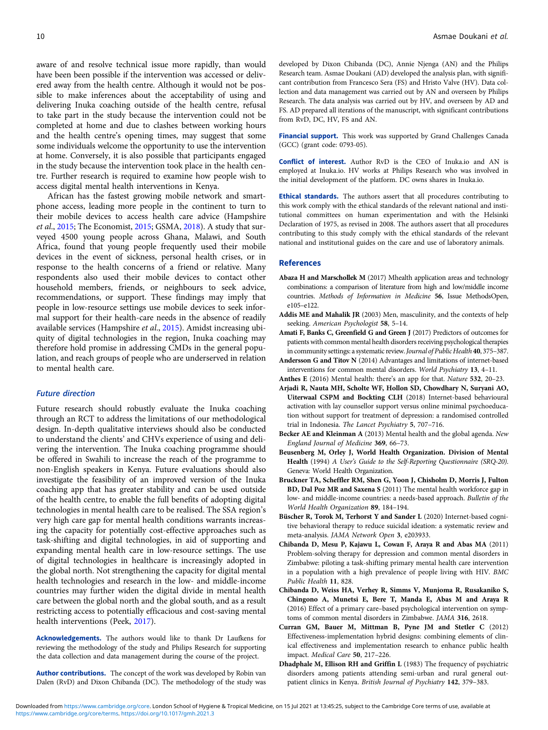aware of and resolve technical issue more rapidly, than would have been been possible if the intervention was accessed or delivered away from the health centre. Although it would not be possible to make inferences about the acceptability of using and delivering Inuka coaching outside of the health centre, refusal to take part in the study because the intervention could not be completed at home and due to clashes between working hours and the health centre's opening times, may suggest that some some individuals welcome the opportunity to use the intervention at home. Conversely, it is also possible that participants engaged in the study because the intervention took place in the health centre. Further research is required to examine how people wish to access digital mental health interventions in Kenya.

African has the fastest growing mobile network and smartphone access, leading more people in the continent to turn to their mobile devices to access health care advice (Hampshire *et al.*, 2015; The Economist, 2015; GSMA, 2018). A study that surveyed 4500 young people across Ghana, Malawi, and South Africa, found that young people frequently used their mobile devices in the event of sickness, personal health crises, or in response to the health concerns of a friend or relative. Many respondents also used their mobile devices to contact other household members, friends, or neighbours to seek advice, recommendations, or support. These findings may imply that people in low-resource settings use mobile devices to seek informal support for their health-care needs in the absence of readily available services (Hampshire *et al.*, 2015). Amidst increasing ubiquity of digital technologies in the region, Inuka coaching may therefore hold promise in addressing CMDs in the general population, and reach groups of people who are underserved in relation to mental health care.

### Future direction

Future research should robustly evaluate the Inuka coaching through an RCT to address the limitations of our methodological design. In-depth qualitative interviews should also be conducted to understand the clients' and CHVs experience of using and delivering the intervention. The Inuka coaching programme should be offered in Swahili to increase the reach of the programme to non-English speakers in Kenya. Future evaluations should also investigate the feasibility of an improved version of the Inuka coaching app that has greater stability and can be used outside of the health centre, to enable the full benefits of adopting digital technologies in mental health care to be realised. The SSA region's very high care gap for mental health conditions warrants increasing the capacity for potentially cost-effective approaches such as task-shifting and digital technologies, in aid of supporting and expanding mental health care in low-resource settings. The use of digital technologies in healthcare is increasingly adopted in the global north. Not strengthening the capacity for digital mental health technologies and research in the low- and middle-income countries may further widen the digital divide in mental health care between the global north and the global south, and as a result restricting access to potentially efficacious and cost-saving mental health interventions (Peek, 2017).

**Acknowledgements.** The authors would like to thank Dr Laufkens for reviewing the methodology of the study and Philips Research for supporting the data collection and data management during the course of the project.

**Author contributions.** The concept of the work was developed by Robin van Dalen (RvD) and Dixon Chibanda (DC). The methodology of the study was developed by Dixon Chibanda (DC), Annie Njenga (AN) and the Philips Research team. Asmae Doukani (AD) developed the analysis plan, with significant contribution from Francesco Sera (FS) and Hristo Valve (HV). Data collection and data management was carried out by AN and overseen by Philips Research. The data analysis was carried out by HV, and overseen by AD and FS. AD prepared all iterations of the manuscript, with significant contributions from RvD, DC, HV, FS and AN.

**Financial support.** This work was supported by Grand Challenges Canada (GCC) (grant code: 0793-05).

**Conflict of interest.** Author RvD is the CEO of Inuka.io and AN is employed at Inuka.io. HV works at Philips Research who was involved in the initial development of the platform. DC owns shares in Inuka.io.

**Ethical standards.** The authors assert that all procedures contributing to this work comply with the ethical standards of the relevant national and institutional committees on human experimentation and with the Helsinki Declaration of 1975, as revised in 2008. The authors assert that all procedures contributing to this study comply with the ethical standards of the relevant national and institutional guides on the care and use of laboratory animals.

## References

**Abaza H and Marschollek M** (2017) Mhealth application areas and technology combinations: a comparison of literature from high and low/middle income countries. *Methods of Information in Medicine* **56**, Issue MethodsOpen, e105–e122.

**Addis ME and Mahalik JR** (2003) Men, masculinity, and the contexts of help seeking. *American Psychologist* **58**, 5–14.

**Amati F, Banks C, Greenfield G and Green J** (2017) Predictors of outcomes for patients with common mental health disorders receiving psychological therapies in community settings: a systematic review. *Journal of Public Health* **40**, 375–387.

**Andersson G and Titov N** (2014) Advantages and limitations of internet-based interventions for common mental disorders. *World Psychiatry* **13**, 4–11.

**Anthes E** (2016) Mental health: there's an app for that. *Nature* **532**, 20–23.

**Arjadi R, Nauta MH, Scholte WF, Hollon SD, Chowdhary N, Suryani AO, Uiterwaal CSPM and Bockting CLH** (2018) Internet-based behavioural activation with lay counsellor support versus online minimal psychoeducation without support for treatment of depression: a randomised controlled trial in Indonesia. *The Lancet Psychiatry* **5**, 707–716.

**Becker AE and Kleinman A** (2013) Mental health and the global agenda. *New England Journal of Medicine* **369**, 66–73.

**Beusenberg M, Orley J, World Health Organization. Division of Mental Health** (1994) *A User's Guide to the Self-Reporting Questionnaire (SRQ-20)*. Geneva: World Health Organization.

**Bruckner TA, Scheffler RM, Shen G, Yoon J, Chisholm D, Morris J, Fulton BD, Dal Poz MR and Saxena S** (2011) The mental health workforce gap in low- and middle-income countries: a needs-based approach. *Bulletin of the World Health Organization* **89**, 184–194.

**Büscher R, Torok M, Terhorst Y and Sander L** (2020) Internet-based cognitive behavioral therapy to reduce suicidal ideation: a systematic review and meta-analysis. *JAMA Network Open* **3**, e203933.

**Chibanda D, Mesu P, Kajawu L, Cowan F, Araya R and Abas MA** (2011) Problem-solving therapy for depression and common mental disorders in Zimbabwe: piloting a task-shifting primary mental health care intervention in a population with a high prevalence of people living with HIV. *BMC Public Health* **11**, 828.

**Chibanda D, Weiss HA, Verhey R, Simms V, Munjoma R, Rusakaniko S, Chingono A, Munetsi E, Bere T, Manda E, Abas M and Araya R** (2016) Effect of a primary care–based psychological intervention on symptoms of common mental disorders in Zimbabwe. *JAMA* **316**, 2618.

**Curran GM, Bauer M, Mittman B, Pyne JM and Stetler C** (2012) Effectiveness-implementation hybrid designs: combining elements of clinical effectiveness and implementation research to enhance public health impact. *Medical Care* **50**, 217–226.

**Dhadphale M, Ellison RH and Griffin L** (1983) The frequency of psychiatric disorders among patients attending semi-urban and rural general outpatient clinics in Kenya. *British Journal of Psychiatry* **142**, 379–383.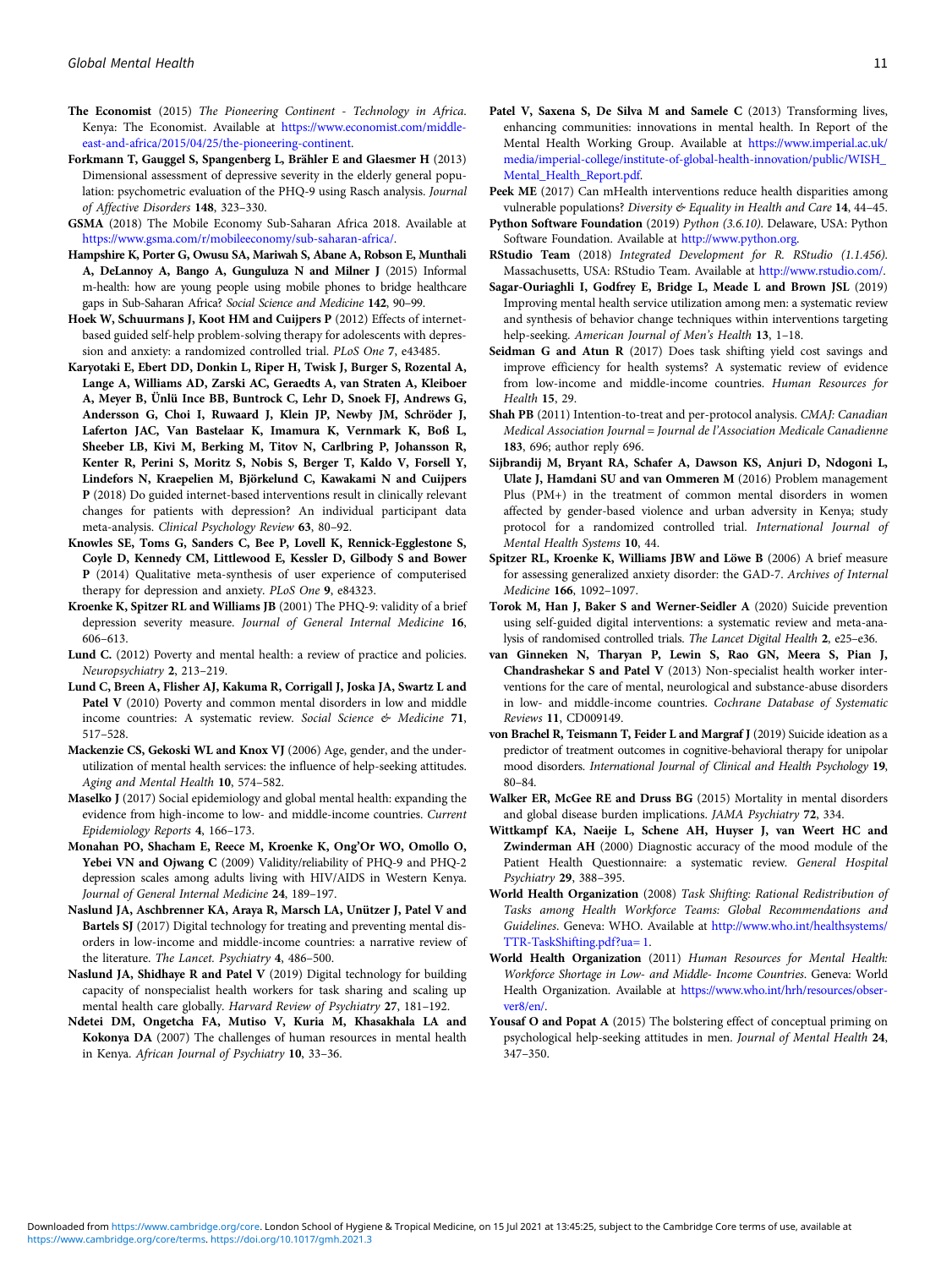**The Economist** (2015) *The Pioneering Continent - Technology in Africa*. Kenya: The Economist. Available at https://www.economist.com/middle-east-and-africa/2015/04/25/the-pioneering-continent.

**Forkmann T, Gauggel S, Spangenberg L, Brähler E and Glaesmer H** (2013) Dimensional assessment of depressive severity in the elderly general population: psychometric evaluation of the PHQ-9 using Rasch analysis. *Journal of Affective Disorders* **148**, 323–330.

**GSMA** (2018) The Mobile Economy Sub-Saharan Africa 2018. Available at https://www.gsma.com/r/mobileeconomy/sub-saharan-africa/.

**Hampshire K, Porter G, Owusu SA, Mariwah S, Abane A, Robson E, Munthali A, DeLannoy A, Bango A, Gunguluza N and Milner J** (2015) Informal m-health: how are young people using mobile phones to bridge healthcare gaps in Sub-Saharan Africa? *Social Science and Medicine* **142**, 90–99.

**Hoek W, Schuurmans J, Koot HM and Cuijpers P** (2012) Effects of internet-based guided self-help problem-solving therapy for adolescents with depression and anxiety: a randomized controlled trial. *PLoS One* **7**, e43485.

**Karyotaki E, Ebert DD, Donkin L, Riper H, Twisk J, Burger S, Rozental A, Lange A, Williams AD, Zarski AC, Geraedts A, van Straten A, Kleiboer A, Meyer B, Ünlü Ince BB, Buntrock C, Lehr D, Snoek FJ, Andrews G, Andersson G, Choi I, Ruwaard J, Klein JP, Newby JM, Schröder J, Laferton JAC, Van Bastelaar K, Imamura K, Vernmark K, Boß L, Sheeber LB, Kivi M, Berking M, Titov N, Carlbring P, Johansson R, Kenter R, Perini S, Moritz S, Nobis S, Berger T, Kaldo V, Forsell Y, Lindefors N, Kraepelien M, Björkelund C, Kawakami N and Cuijpers P** (2018) Do guided internet-based interventions result in clinically relevant changes for patients with depression? An individual participant data meta-analysis. *Clinical Psychology Review* **63**, 80–92.

**Knowles SE, Toms G, Sanders C, Bee P, Lovell K, Rennick-Egglestone S, Coyle D, Kennedy CM, Littlewood E, Kessler D, Gilbody S and Bower P** (2014) Qualitative meta-synthesis of user experience of computerised therapy for depression and anxiety. *PLoS One* **9**, e84323.

**Kroenke K, Spitzer RL and Williams JB** (2001) The PHQ-9: validity of a brief depression severity measure. *Journal of General Internal Medicine* **16**, 606–613.

**Lund C.** (2012) Poverty and mental health: a review of practice and policies. *Neuropsychiatry* **2**, 213–219.

**Lund C, Breen A, Flisher AJ, Kakuma R, Corrigall J, Joska JA, Swartz L and Patel V** (2010) Poverty and common mental disorders in low and middle income countries: A systematic review. *Social Science & Medicine* **71**, 517–528.

**Mackenzie CS, Gekoski WL and Knox VJ** (2006) Age, gender, and the underutilization of mental health services: the influence of help-seeking attitudes. *Aging and Mental Health* **10**, 574–582.

**Maselko J** (2017) Social epidemiology and global mental health: expanding the evidence from high-income to low- and middle-income countries. *Current Epidemiology Reports* **4**, 166–173.

**Monahan PO, Shacham E, Reece M, Kroenke K, Ong'Or WO, Omollo O, Yebei VN and Ojwang C** (2009) Validity/reliability of PHQ-9 and PHQ-2 depression scales among adults living with HIV/AIDS in Western Kenya. *Journal of General Internal Medicine* **24**, 189–197.

**Naslund JA, Aschbrenner KA, Araya R, Marsch LA, Unützer J, Patel V and Bartels SJ** (2017) Digital technology for treating and preventing mental disorders in low-income and middle-income countries: a narrative review of the literature. *The Lancet. Psychiatry* **4**, 486–500.

**Naslund JA, Shidhaye R and Patel V** (2019) Digital technology for building capacity of nonspecialist health workers for task sharing and scaling up mental health care globally. *Harvard Review of Psychiatry* **27**, 181–192.

**Ndetei DM, Ongetcha FA, Mutiso V, Kuria M, Khasakhala LA and Kokonya DA** (2007) The challenges of human resources in mental health in Kenya. *African Journal of Psychiatry* **10**, 33–36.

**Patel V, Saxena S, De Silva M and Samele C** (2013) Transforming lives, enhancing communities: innovations in mental health. In Report of the Mental Health Working Group. Available at https://www.imperial.ac.uk/media/imperial-college/institute-of-global-health-innovation/public/WISH_Mental_Health_Report.pdf.

**Peek ME** (2017) Can mHealth interventions reduce health disparities among vulnerable populations? *Diversity & Equality in Health and Care* **14**, 44–45.

**Python Software Foundation** (2019) *Python (3.6.10)*. Delaware, USA: Python Software Foundation. Available at http://www.python.org.

**RStudio Team** (2018) *Integrated Development for R. RStudio (1.1.456)*. Massachusetts, USA: RStudio Team. Available at http://www.rstudio.com/.

**Sagar-Ouriaghli I, Godfrey E, Bridge L, Meade L and Brown JSL** (2019) Improving mental health service utilization among men: a systematic review and synthesis of behavior change techniques within interventions targeting help-seeking. *American Journal of Men's Health* **13**, 1–18.

**Seidman G and Atun R** (2017) Does task shifting yield cost savings and improve efficiency for health systems? A systematic review of evidence from low-income and middle-income countries. *Human Resources for Health* **15**, 29.

**Shah PB** (2011) Intention-to-treat and per-protocol analysis. *CMAJ: Canadian Medical Association Journal = Journal de l'Association Medicale Canadienne* **183**, 696; author reply 696.

**Sijbrandij M, Bryant RA, Schafer A, Dawson KS, Anjuri D, Ndogoni L, Ulate J, Hamdani SU and van Ommeren M** (2016) Problem management Plus (PM+) in the treatment of common mental disorders in women affected by gender-based violence and urban adversity in Kenya; study protocol for a randomized controlled trial. *International Journal of Mental Health Systems* **10**, 44.

**Spitzer RL, Kroenke K, Williams JBW and Löwe B** (2006) A brief measure for assessing generalized anxiety disorder: the GAD-7. *Archives of Internal Medicine* **166**, 1092–1097.

**Torok M, Han J, Baker S and Werner-Seidler A** (2020) Suicide prevention using self-guided digital interventions: a systematic review and meta-analysis of randomised controlled trials. *The Lancet Digital Health* **2**, e25–e36.

**van Ginneken N, Tharyan P, Lewin S, Rao GN, Meera S, Pian J, Chandrashekar S and Patel V** (2013) Non-specialist health worker interventions for the care of mental, neurological and substance-abuse disorders in low- and middle-income countries. *Cochrane Database of Systematic Reviews* **11**, CD009149.

**von Brachel R, Teismann T, Feider L and Margraf J** (2019) Suicide ideation as a predictor of treatment outcomes in cognitive-behavioral therapy for unipolar mood disorders. *International Journal of Clinical and Health Psychology* **19**, 80–84.

**Walker ER, McGee RE and Druss BG** (2015) Mortality in mental disorders and global disease burden implications. *JAMA Psychiatry* **72**, 334.

**Wittkampf KA, Naeije L, Schene AH, Huyser J, van Weert HC and Zwinderman AH** (2000) Diagnostic accuracy of the mood module of the Patient Health Questionnaire: a systematic review. *General Hospital Psychiatry* **29**, 388–395.

**World Health Organization** (2008) *Task Shifting: Rational Redistribution of Tasks among Health Workforce Teams: Global Recommendations and Guidelines*. Geneva: WHO. Available at http://www.who.int/healthsystems/TTR-TaskShifting.pdf?ua=1.

**World Health Organization** (2011) *Human Resources for Mental Health: Workforce Shortage in Low- and Middle- Income Countries*. Geneva: World Health Organization. Available at https://www.who.int/hrh/resources/observer8/en/.

**Yousaf O and Popat A** (2015) The bolstering effect of conceptual priming on psychological help-seeking attitudes in men. *Journal of Mental Health* **24**, 347–350.